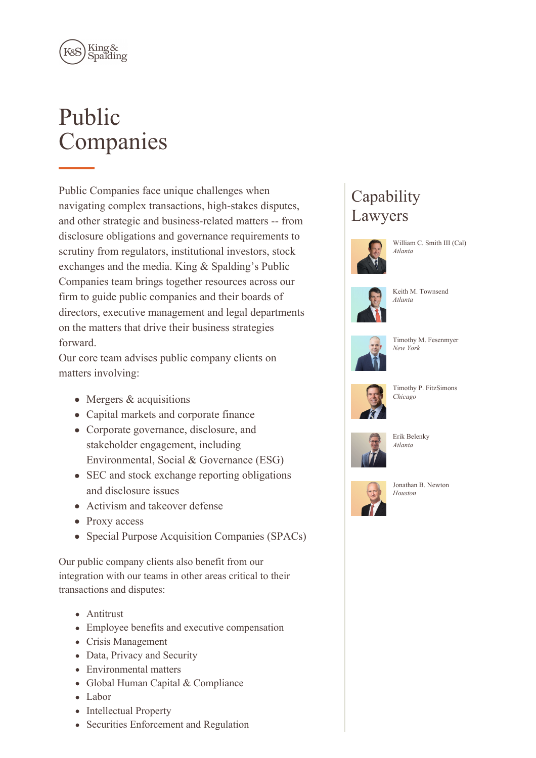# Public Companies

Public Companies face unique challenges when navigating complex transactions, high-stakes disputes, and other strategic and business-related matters -- from disclosure obligations and governance requirements to scrutiny from regulators, institutional investors, stock exchanges and the media. King & Spalding's Public Companies team brings together resources across our firm to guide public companies and their boards of directors, executive management and legal departments on the matters that drive their business strategies forward.

Our core team advises public company clients on matters involving:

- Mergers & acquisitions
- Capital markets and corporate finance
- Corporate governance, disclosure, and stakeholder engagement, including Environmental, Social & Governance (ESG)
- SEC and stock exchange reporting obligations and disclosure issues
- Activism and takeover defense
- Proxy access
- Special Purpose Acquisition Companies (SPACs)

Our public company clients also benefit from our integration with our teams in other areas critical to their transactions and disputes:

- Antitrust
- Employee benefits and executive compensation
- Crisis Management
- Data, Privacy and Security
- Environmental matters
- Global Human Capital & Compliance
- Labor
- Intellectual Property
- Securities Enforcement and Regulation

## Capability Lawyers

William C. Smith III (Cal)
*Atlanta*

Keith M. Townsend
*Atlanta*

Timothy M. Fesenmyer
*New York*

Timothy P. FitzSimons
*Chicago*

Erik Belenky
*Atlanta*

Jonathan B. Newton
*Houston*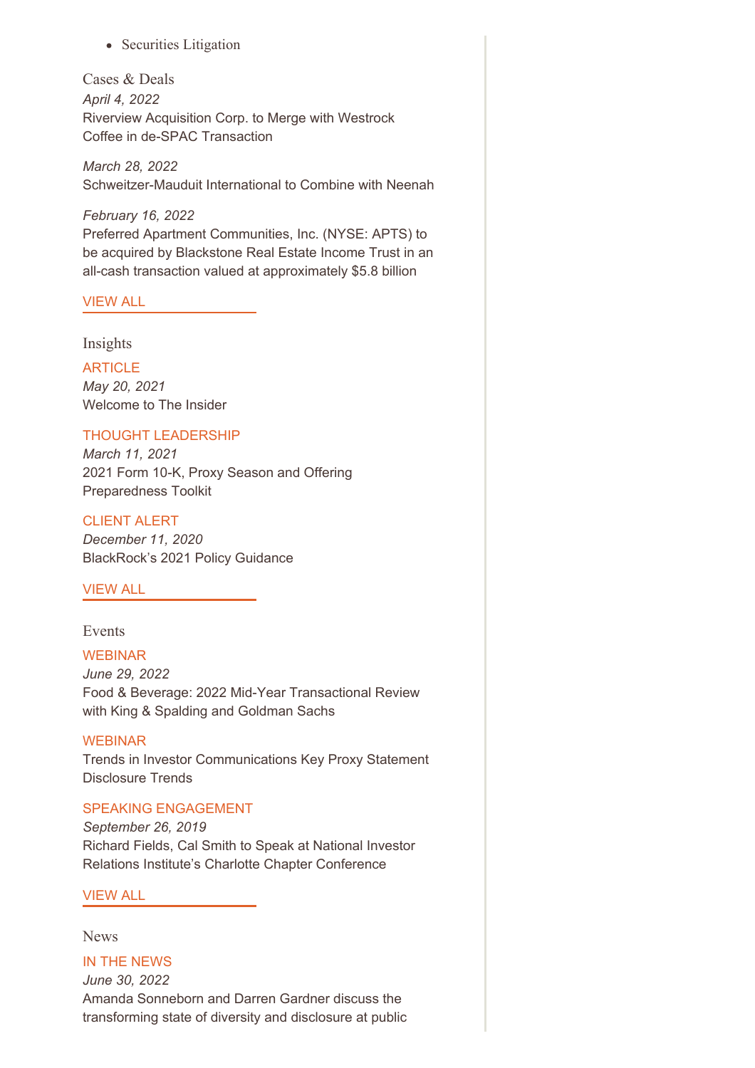- Securities Litigation

## Cases & Deals

*April 4, 2022*
Riverview Acquisition Corp. to Merge with Westrock Coffee in de-SPAC Transaction

*March 28, 2022*
Schweitzer-Mauduit International to Combine with Neenah

*February 16, 2022*
Preferred Apartment Communities, Inc. (NYSE: APTS) to be acquired by Blackstone Real Estate Income Trust in an all-cash transaction valued at approximately $5.8 billion

VIEW ALL

## Insights

ARTICLE
*May 20, 2021*
Welcome to The Insider

THOUGHT LEADERSHIP
*March 11, 2021*
2021 Form 10-K, Proxy Season and Offering Preparedness Toolkit

CLIENT ALERT
*December 11, 2020*
BlackRock's 2021 Policy Guidance

VIEW ALL

## Events

WEBINAR
*June 29, 2022*
Food & Beverage: 2022 Mid-Year Transactional Review with King & Spalding and Goldman Sachs

WEBINAR
Trends in Investor Communications Key Proxy Statement Disclosure Trends

SPEAKING ENGAGEMENT
*September 26, 2019*
Richard Fields, Cal Smith to Speak at National Investor Relations Institute's Charlotte Chapter Conference

VIEW ALL

## News

IN THE NEWS
*June 30, 2022*
Amanda Sonneborn and Darren Gardner discuss the transforming state of diversity and disclosure at public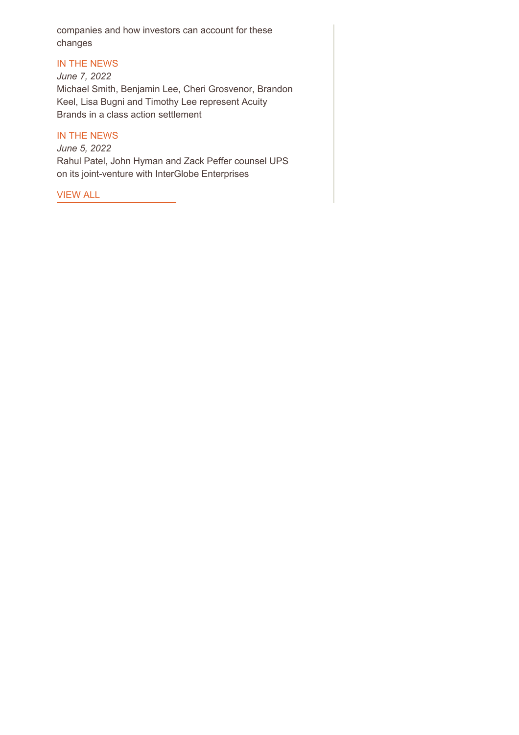companies and how investors can account for these changes

IN THE NEWS

*June 7, 2022*

Michael Smith, Benjamin Lee, Cheri Grosvenor, Brandon Keel, Lisa Bugni and Timothy Lee represent Acuity Brands in a class action settlement

IN THE NEWS

*June 5, 2022*

Rahul Patel, John Hyman and Zack Peffer counsel UPS on its joint-venture with InterGlobe Enterprises

VIEW ALL